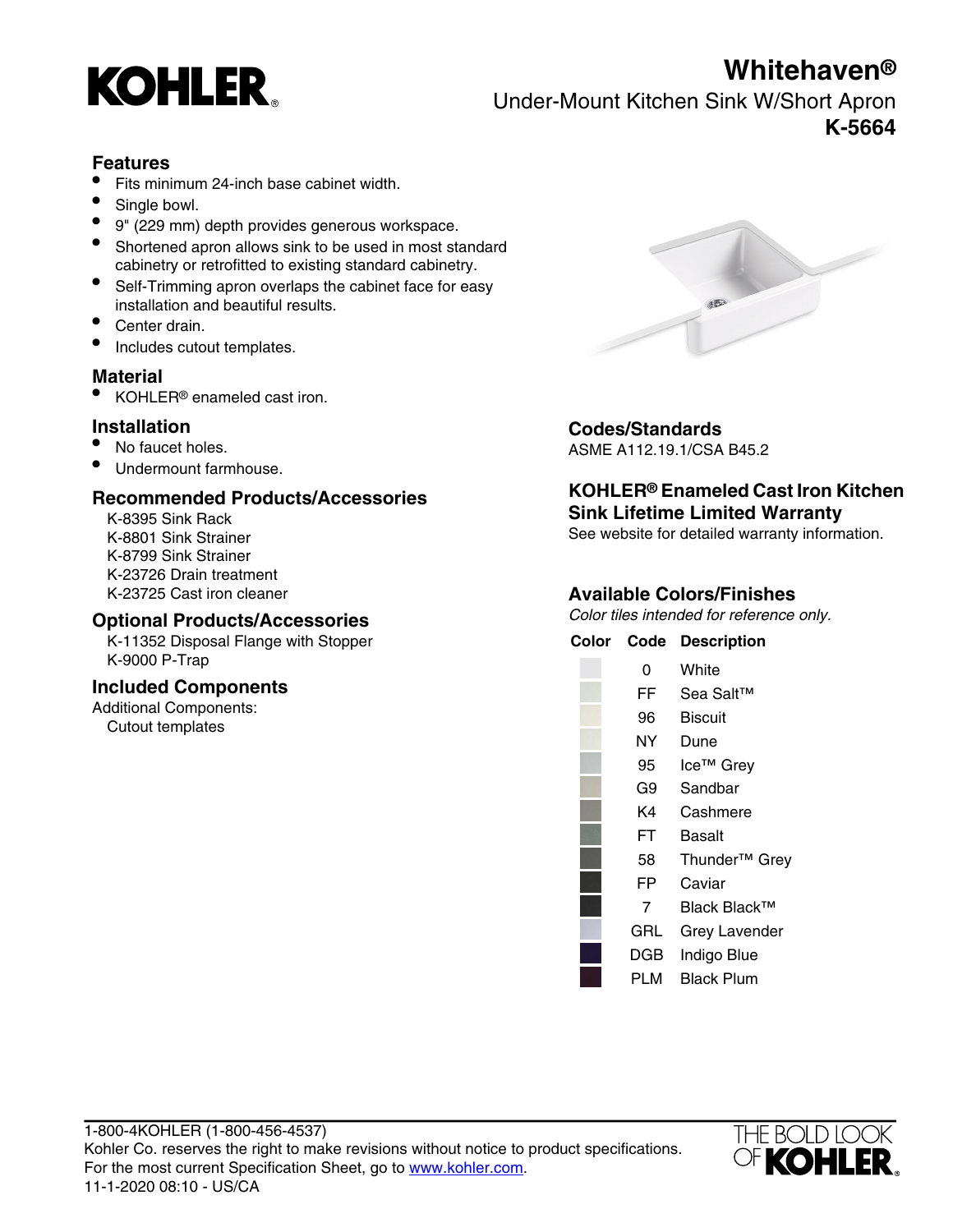# KOHLER

# Whitehaven®

## Under-Mount Kitchen Sink W/Short Apron

## K-5664

### Features

- Fits minimum 24-inch base cabinet width.
- Single bowl.
- 9" (229 mm) depth provides generous workspace.
- Shortened apron allows sink to be used in most standard cabinetry or retrofitted to existing standard cabinetry.
- Self-Trimming apron overlaps the cabinet face for easy installation and beautiful results.
- Center drain.
- Includes cutout templates.

### Material

- KOHLER® enameled cast iron.

### Installation

- No faucet holes.
- Undermount farmhouse.

### Recommended Products/Accessories

K-8395 Sink Rack
K-8801 Sink Strainer
K-8799 Sink Strainer
K-23726 Drain treatment
K-23725 Cast iron cleaner

### Optional Products/Accessories

K-11352 Disposal Flange with Stopper
K-9000 P-Trap

### Included Components

Additional Components:
Cutout templates

### Codes/Standards

ASME A112.19.1/CSA B45.2

### KOHLER® Enameled Cast Iron Kitchen Sink Lifetime Limited Warranty

See website for detailed warranty information.

### Available Colors/Finishes

*Color tiles intended for reference only.*

| Color | Code | Description |
|---|---|---|
| | 0 | White |
| | FF | Sea Salt™ |
| | 96 | Biscuit |
| | NY | Dune |
| | 95 | Ice™ Grey |
| | G9 | Sandbar |
| | K4 | Cashmere |
| | FT | Basalt |
| | 58 | Thunder™ Grey |
| | FP | Caviar |
| | 7 | Black Black™ |
| | GRL | Grey Lavender |
| | DGB | Indigo Blue |
| | PLM | Black Plum |

1-800-4KOHLER (1-800-456-4537)
Kohler Co. reserves the right to make revisions without notice to product specifications.
For the most current Specification Sheet, go to www.kohler.com.
11-1-2020 08:10 - US/CA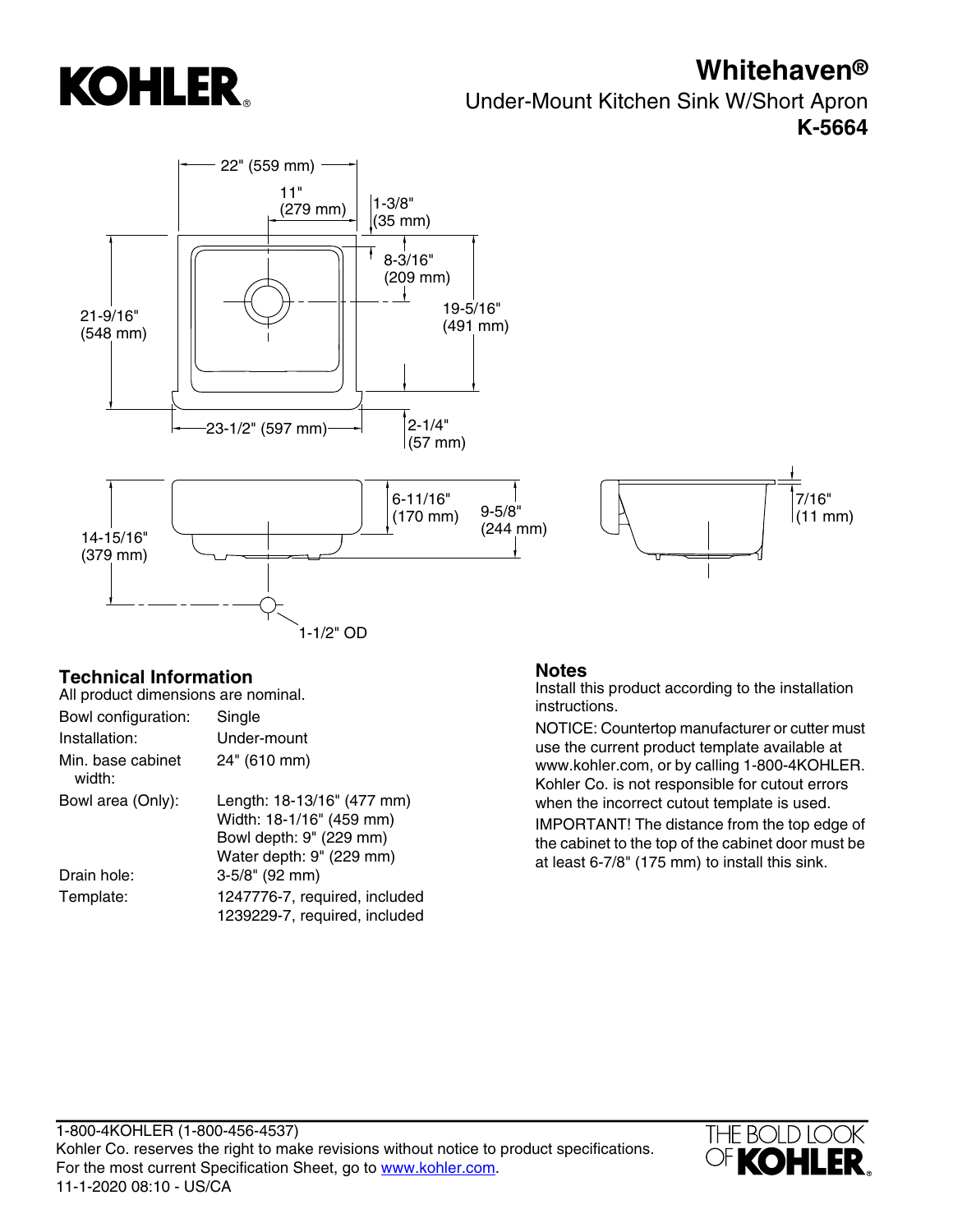# KOHLER

## Whitehaven®

Under-Mount Kitchen Sink W/Short Apron

**K-5664**

22" (559 mm)

11" (279 mm)

1-3/8" (35 mm)

8-3/16" (209 mm)

21-9/16" (548 mm)

19-5/16" (491 mm)

23-1/2" (597 mm)

2-1/4" (57 mm)

6-11/16" (170 mm)

9-5/8" (244 mm)

14-15/16" (379 mm)

7/16" (11 mm)

1-1/2" OD

### Technical Information

All product dimensions are nominal.

| | |
|---|---|
| Bowl configuration: | Single |
| Installation: | Under-mount |
| Min. base cabinet width: | 24" (610 mm) |
| Bowl area (Only): | Length: 18-13/16" (477 mm)<br>Width: 18-1/16" (459 mm)<br>Bowl depth: 9" (229 mm)<br>Water depth: 9" (229 mm) |
| Drain hole: | 3-5/8" (92 mm) |
| Template: | 1247776-7, required, included<br>1239229-7, required, included |

### Notes

Install this product according to the installation instructions.

NOTICE: Countertop manufacturer or cutter must use the current product template available at www.kohler.com, or by calling 1-800-4KOHLER. Kohler Co. is not responsible for cutout errors when the incorrect cutout template is used.

IMPORTANT! The distance from the top edge of the cabinet to the top of the cabinet door must be at least 6-7/8" (175 mm) to install this sink.

1-800-4KOHLER (1-800-456-4537)
Kohler Co. reserves the right to make revisions without notice to product specifications.
For the most current Specification Sheet, go to www.kohler.com.
11-1-2020 08:10 - US/CA